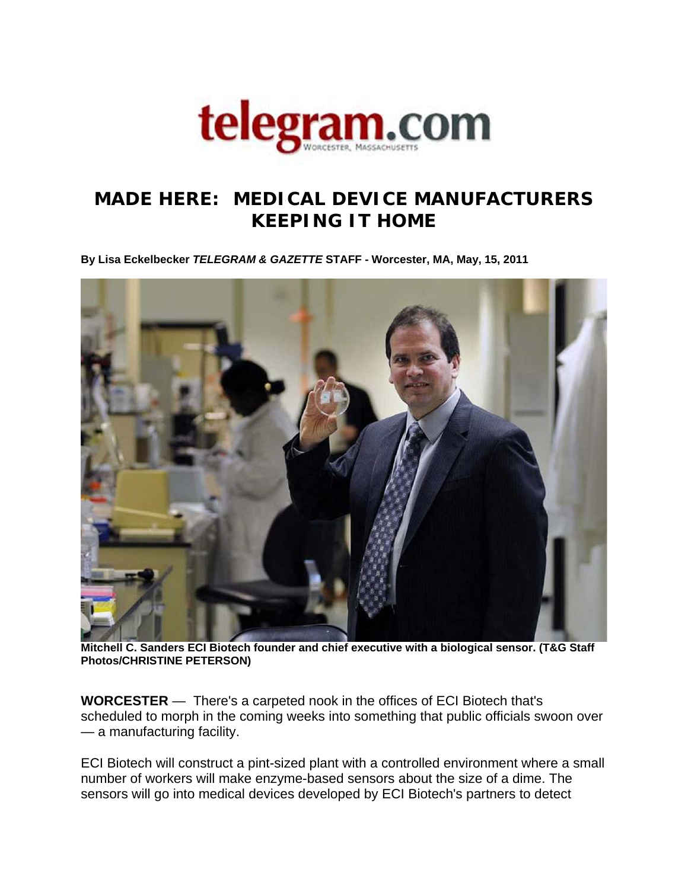telegram.com

WORCESTER, MASSACHUSETTS

# MADE HERE: MEDICAL DEVICE MANUFACTURERS KEEPING IT HOME

**By Lisa Eckelbecker *TELEGRAM & GAZETTE* STAFF - Worcester, MA, May, 15, 2011**

**Mitchell C. Sanders ECI Biotech founder and chief executive with a biological sensor. (T&G Staff Photos/CHRISTINE PETERSON)**

**WORCESTER** — There's a carpeted nook in the offices of ECI Biotech that's scheduled to morph in the coming weeks into something that public officials swoon over — a manufacturing facility.

ECI Biotech will construct a pint-sized plant with a controlled environment where a small number of workers will make enzyme-based sensors about the size of a dime. The sensors will go into medical devices developed by ECI Biotech's partners to detect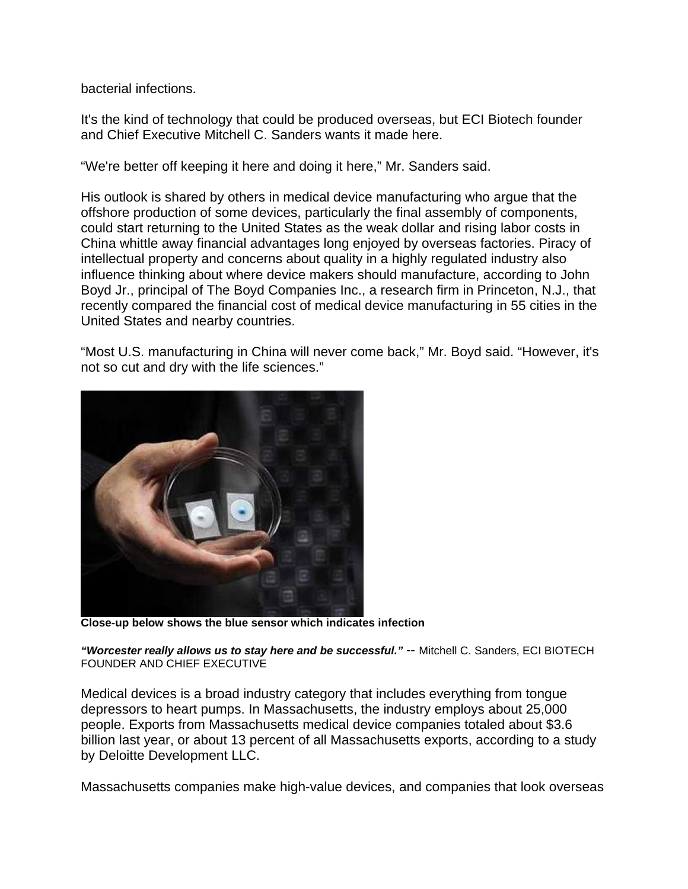bacterial infections.

It's the kind of technology that could be produced overseas, but ECI Biotech founder and Chief Executive Mitchell C. Sanders wants it made here.

“We're better off keeping it here and doing it here,” Mr. Sanders said.

His outlook is shared by others in medical device manufacturing who argue that the offshore production of some devices, particularly the final assembly of components, could start returning to the United States as the weak dollar and rising labor costs in China whittle away financial advantages long enjoyed by overseas factories. Piracy of intellectual property and concerns about quality in a highly regulated industry also influence thinking about where device makers should manufacture, according to John Boyd Jr., principal of The Boyd Companies Inc., a research firm in Princeton, N.J., that recently compared the financial cost of medical device manufacturing in 55 cities in the United States and nearby countries.

“Most U.S. manufacturing in China will never come back,” Mr. Boyd said. “However, it's not so cut and dry with the life sciences.”

**Close-up below shows the blue sensor which indicates infection**

***“Worcester really allows us to stay here and be successful.”*** -- Mitchell C. Sanders, ECI BIOTECH FOUNDER AND CHIEF EXECUTIVE

Medical devices is a broad industry category that includes everything from tongue depressors to heart pumps. In Massachusetts, the industry employs about 25,000 people. Exports from Massachusetts medical device companies totaled about $3.6 billion last year, or about 13 percent of all Massachusetts exports, according to a study by Deloitte Development LLC.

Massachusetts companies make high-value devices, and companies that look overseas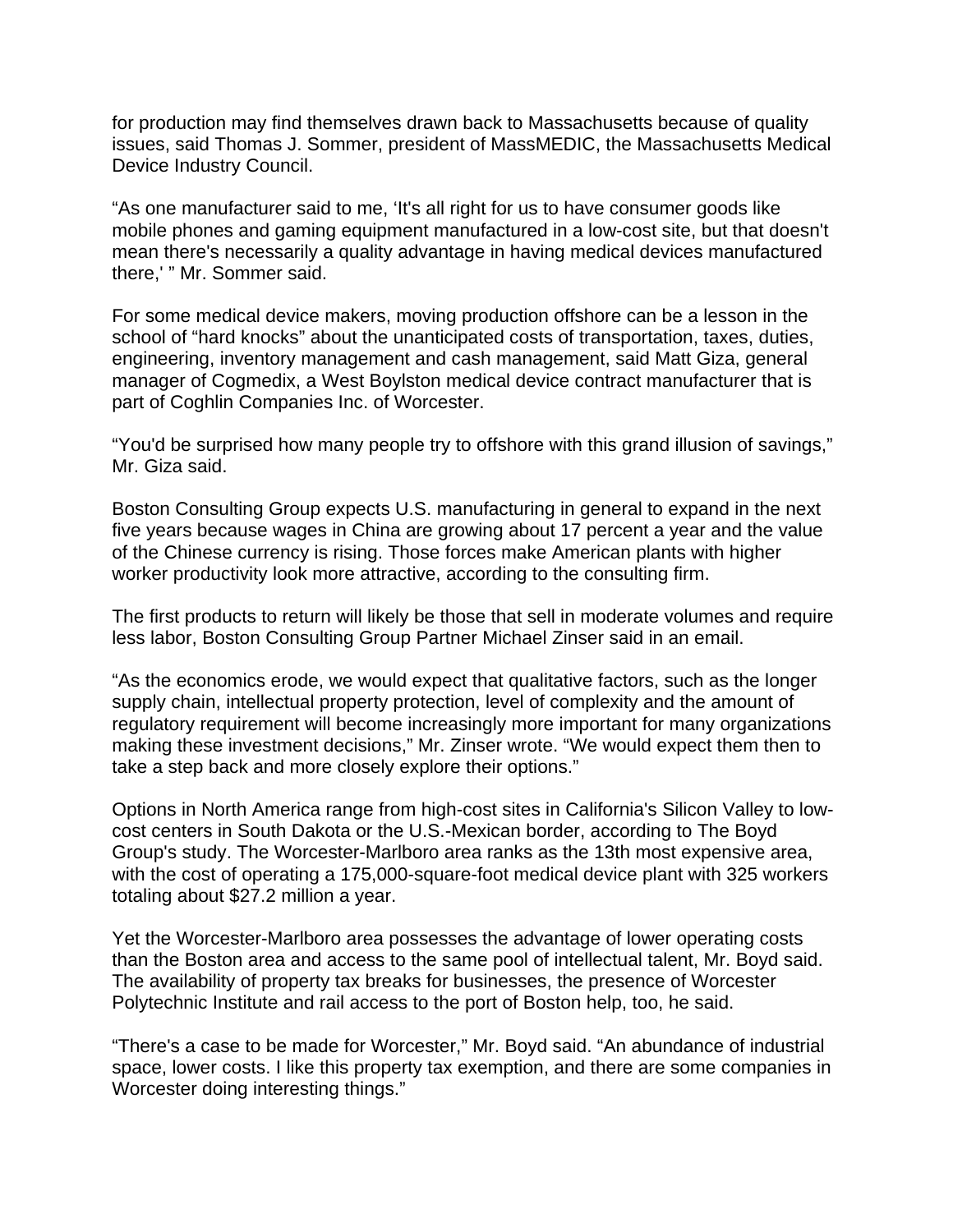for production may find themselves drawn back to Massachusetts because of quality issues, said Thomas J. Sommer, president of MassMEDIC, the Massachusetts Medical Device Industry Council.

“As one manufacturer said to me, ‘It's all right for us to have consumer goods like mobile phones and gaming equipment manufactured in a low-cost site, but that doesn't mean there's necessarily a quality advantage in having medical devices manufactured there,’ ” Mr. Sommer said.

For some medical device makers, moving production offshore can be a lesson in the school of “hard knocks” about the unanticipated costs of transportation, taxes, duties, engineering, inventory management and cash management, said Matt Giza, general manager of Cogmedix, a West Boylston medical device contract manufacturer that is part of Coghlin Companies Inc. of Worcester.

“You'd be surprised how many people try to offshore with this grand illusion of savings,” Mr. Giza said.

Boston Consulting Group expects U.S. manufacturing in general to expand in the next five years because wages in China are growing about 17 percent a year and the value of the Chinese currency is rising. Those forces make American plants with higher worker productivity look more attractive, according to the consulting firm.

The first products to return will likely be those that sell in moderate volumes and require less labor, Boston Consulting Group Partner Michael Zinser said in an email.

“As the economics erode, we would expect that qualitative factors, such as the longer supply chain, intellectual property protection, level of complexity and the amount of regulatory requirement will become increasingly more important for many organizations making these investment decisions,” Mr. Zinser wrote. “We would expect them then to take a step back and more closely explore their options.”

Options in North America range from high-cost sites in California's Silicon Valley to low-cost centers in South Dakota or the U.S.-Mexican border, according to The Boyd Group's study. The Worcester-Marlboro area ranks as the 13th most expensive area, with the cost of operating a 175,000-square-foot medical device plant with 325 workers totaling about $27.2 million a year.

Yet the Worcester-Marlboro area possesses the advantage of lower operating costs than the Boston area and access to the same pool of intellectual talent, Mr. Boyd said. The availability of property tax breaks for businesses, the presence of Worcester Polytechnic Institute and rail access to the port of Boston help, too, he said.

“There's a case to be made for Worcester,” Mr. Boyd said. “An abundance of industrial space, lower costs. I like this property tax exemption, and there are some companies in Worcester doing interesting things.”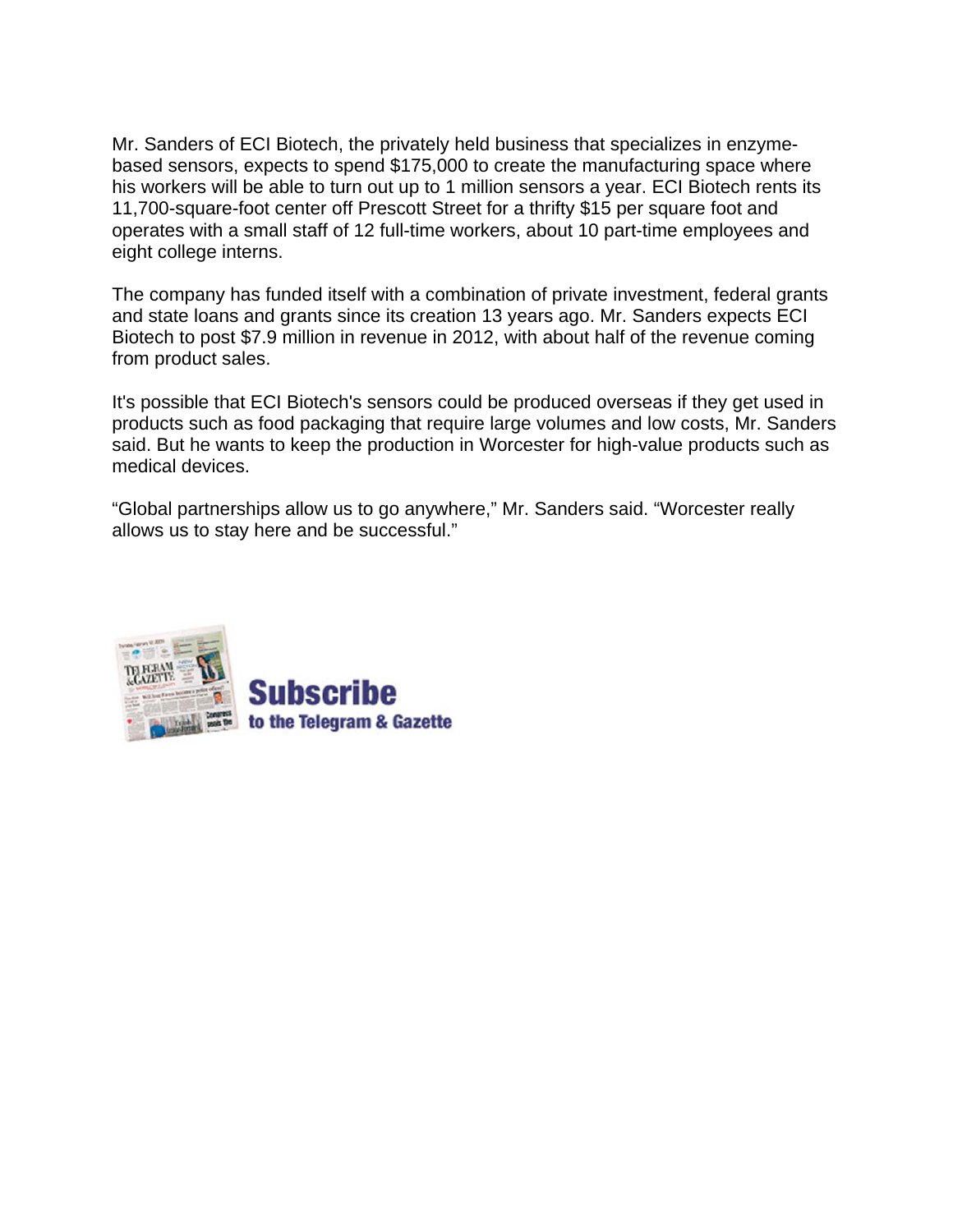Mr. Sanders of ECI Biotech, the privately held business that specializes in enzyme-based sensors, expects to spend $175,000 to create the manufacturing space where his workers will be able to turn out up to 1 million sensors a year. ECI Biotech rents its 11,700-square-foot center off Prescott Street for a thrifty $15 per square foot and operates with a small staff of 12 full-time workers, about 10 part-time employees and eight college interns.

The company has funded itself with a combination of private investment, federal grants and state loans and grants since its creation 13 years ago. Mr. Sanders expects ECI Biotech to post $7.9 million in revenue in 2012, with about half of the revenue coming from product sales.

It's possible that ECI Biotech's sensors could be produced overseas if they get used in products such as food packaging that require large volumes and low costs, Mr. Sanders said. But he wants to keep the production in Worcester for high-value products such as medical devices.

“Global partnerships allow us to go anywhere,” Mr. Sanders said. “Worcester really allows us to stay here and be successful.”